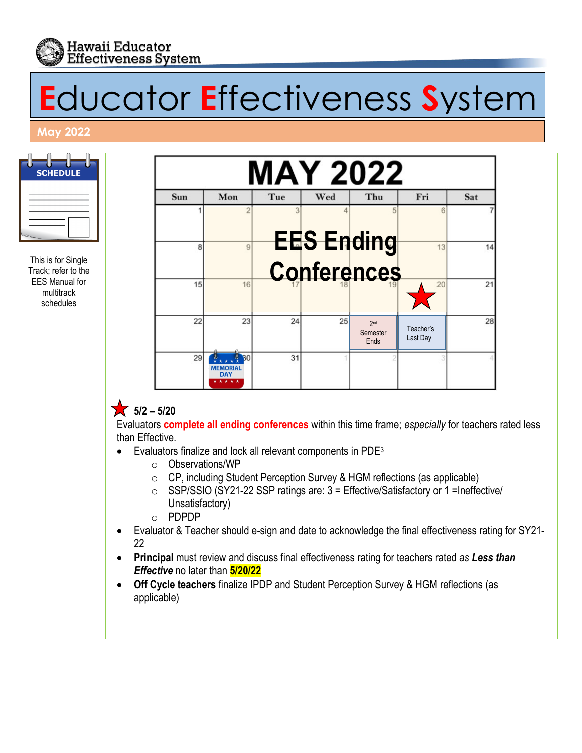Hawaii Educator Effectiveness System

# Educator Effectiveness System

## May 2022

SCHEDULE

This is for Single Track; refer to the EES Manual for multitrack schedules

### MAY 2022

| Sun | Mon | Tue | Wed | Thu | Fri | Sat |
|---|---|---|---|---|---|---|
| 1 | 2 | 3 | 4 | 5 | 6 | 7 |
| 8 | 9 | 10 | 11 | 12 | 13 | 14 |
| 15 | 16 | 17 | 18 | 19 | 20 ★ | 21 |
| 22 | 23 | 24 | 25 | 26 2nd Semester Ends | 27 Teacher's Last Day | 28 |
| 29 | 30 MEMORIAL DAY | 31 | 1 | 2 | 3 | 4 |

EES Ending Conferences (5/2 – 5/20)

★ **5/2 – 5/20**

Evaluators **complete all ending conferences** within this time frame; *especially* for teachers rated less than Effective.

- Evaluators finalize and lock all relevant components in PDE3
  - Observations/WP
  - CP, including Student Perception Survey & HGM reflections (as applicable)
  - SSP/SSIO (SY21-22 SSP ratings are: 3 = Effective/Satisfactory or 1 =Ineffective/ Unsatisfactory)
  - PDPDP
- Evaluator & Teacher should e-sign and date to acknowledge the final effectiveness rating for SY21-22
- **Principal** must review and discuss final effectiveness rating for teachers rated *as* ***Less than Effective*** no later than **5/20/22**
- **Off Cycle teachers** finalize IPDP and Student Perception Survey & HGM reflections (as applicable)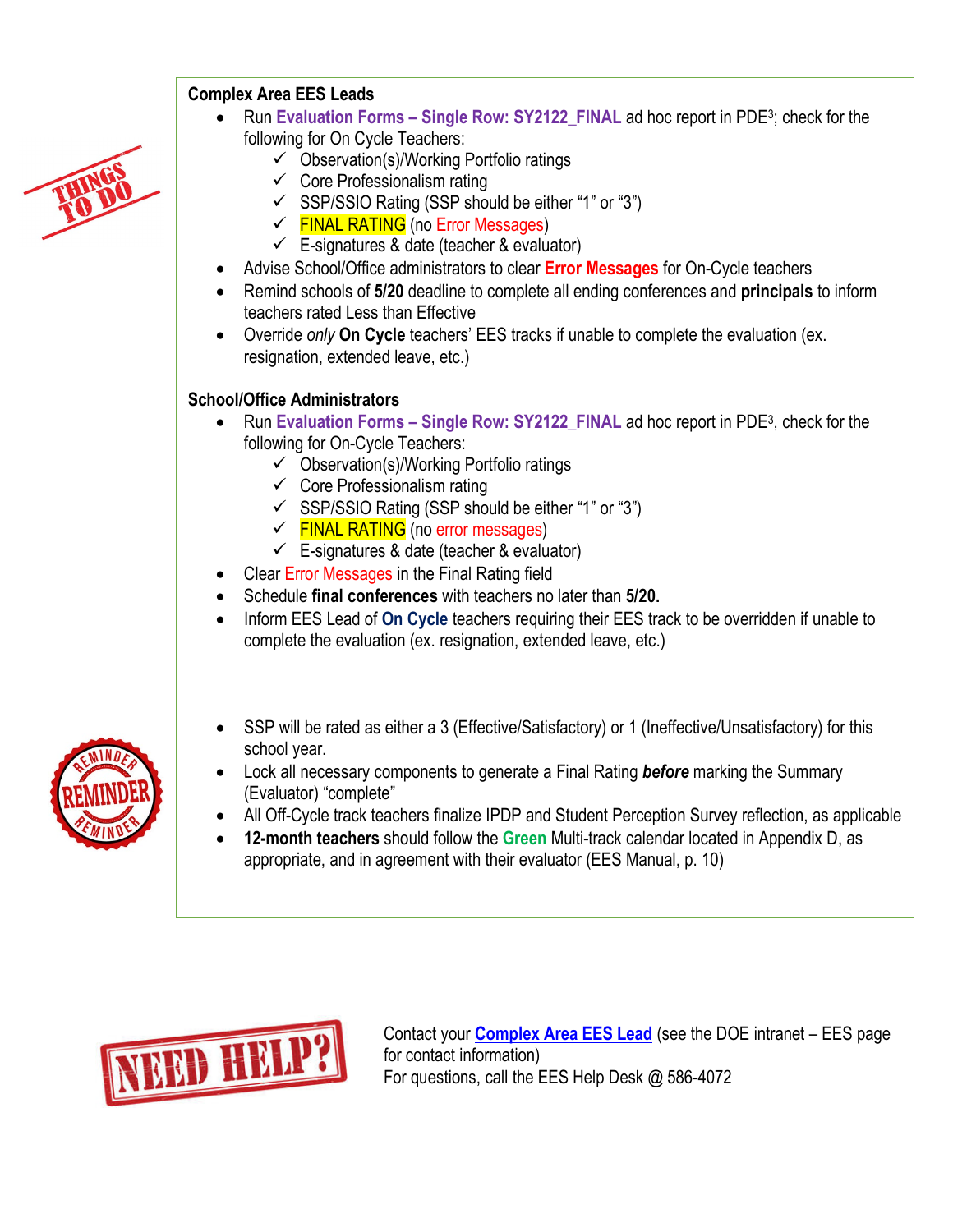**Complex Area EES Leads**

- Run **Evaluation Forms – Single Row: SY2122_FINAL** ad hoc report in PDE[3]; check for the following for On Cycle Teachers:
  - ✓ Observation(s)/Working Portfolio ratings
  - ✓ Core Professionalism rating
  - ✓ SSP/SSIO Rating (SSP should be either "1" or "3")
  - ✓ FINAL RATING (no Error Messages)
  - ✓ E-signatures & date (teacher & evaluator)
- Advise School/Office administrators to clear **Error Messages** for On-Cycle teachers
- Remind schools of **5/20** deadline to complete all ending conferences and **principals** to inform teachers rated Less than Effective
- Override *only* **On Cycle** teachers' EES tracks if unable to complete the evaluation (ex. resignation, extended leave, etc.)

**School/Office Administrators**

- Run **Evaluation Forms – Single Row: SY2122_FINAL** ad hoc report in PDE[3], check for the following for On-Cycle Teachers:
  - ✓ Observation(s)/Working Portfolio ratings
  - ✓ Core Professionalism rating
  - ✓ SSP/SSIO Rating (SSP should be either "1" or "3")
  - ✓ FINAL RATING (no error messages)
  - ✓ E-signatures & date (teacher & evaluator)
- Clear Error Messages in the Final Rating field
- Schedule **final conferences** with teachers no later than **5/20.**
- Inform EES Lead of **On Cycle** teachers requiring their EES track to be overridden if unable to complete the evaluation (ex. resignation, extended leave, etc.)

- SSP will be rated as either a 3 (Effective/Satisfactory) or 1 (Ineffective/Unsatisfactory) for this school year.
- Lock all necessary components to generate a Final Rating ***before*** marking the Summary (Evaluator) "complete"
- All Off-Cycle track teachers finalize IPDP and Student Perception Survey reflection, as applicable
- **12-month teachers** should follow the **Green** Multi-track calendar located in Appendix D, as appropriate, and in agreement with their evaluator (EES Manual, p. 10)

Contact your **Complex Area EES Lead** (see the DOE intranet – EES page for contact information)
For questions, call the EES Help Desk @ 586-4072